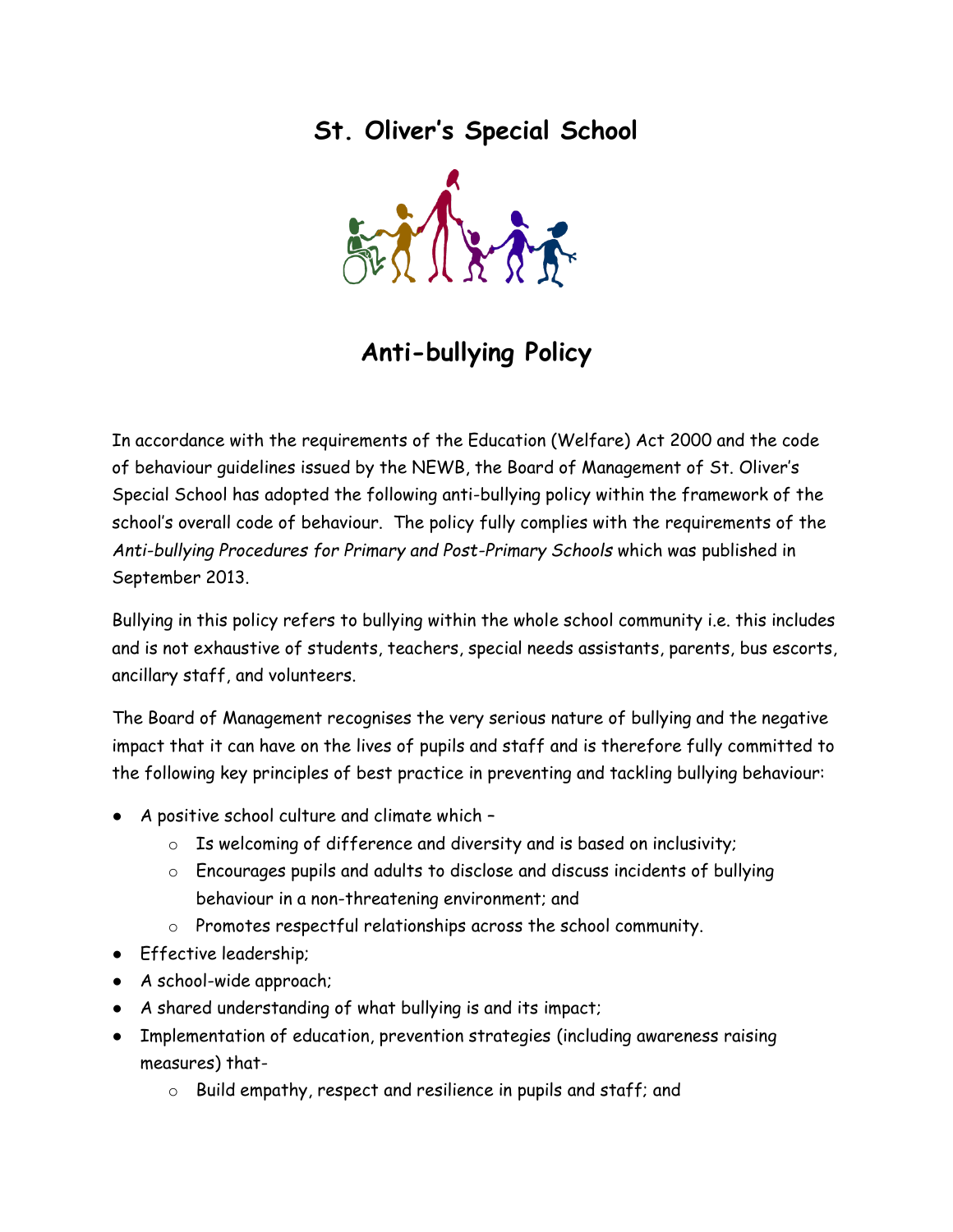# St. Oliver's Special School

## Anti-bullying Policy

In accordance with the requirements of the Education (Welfare) Act 2000 and the code of behaviour guidelines issued by the NEWB, the Board of Management of St. Oliver's Special School has adopted the following anti-bullying policy within the framework of the school's overall code of behaviour. The policy fully complies with the requirements of the *Anti-bullying Procedures for Primary and Post-Primary Schools* which was published in September 2013.

Bullying in this policy refers to bullying within the whole school community i.e. this includes and is not exhaustive of students, teachers, special needs assistants, parents, bus escorts, ancillary staff, and volunteers.

The Board of Management recognises the very serious nature of bullying and the negative impact that it can have on the lives of pupils and staff and is therefore fully committed to the following key principles of best practice in preventing and tackling bullying behaviour:

- A positive school culture and climate which –
  - Is welcoming of difference and diversity and is based on inclusivity;
  - Encourages pupils and adults to disclose and discuss incidents of bullying behaviour in a non-threatening environment; and
  - Promotes respectful relationships across the school community.
- Effective leadership;
- A school-wide approach;
- A shared understanding of what bullying is and its impact;
- Implementation of education, prevention strategies (including awareness raising measures) that-
  - Build empathy, respect and resilience in pupils and staff; and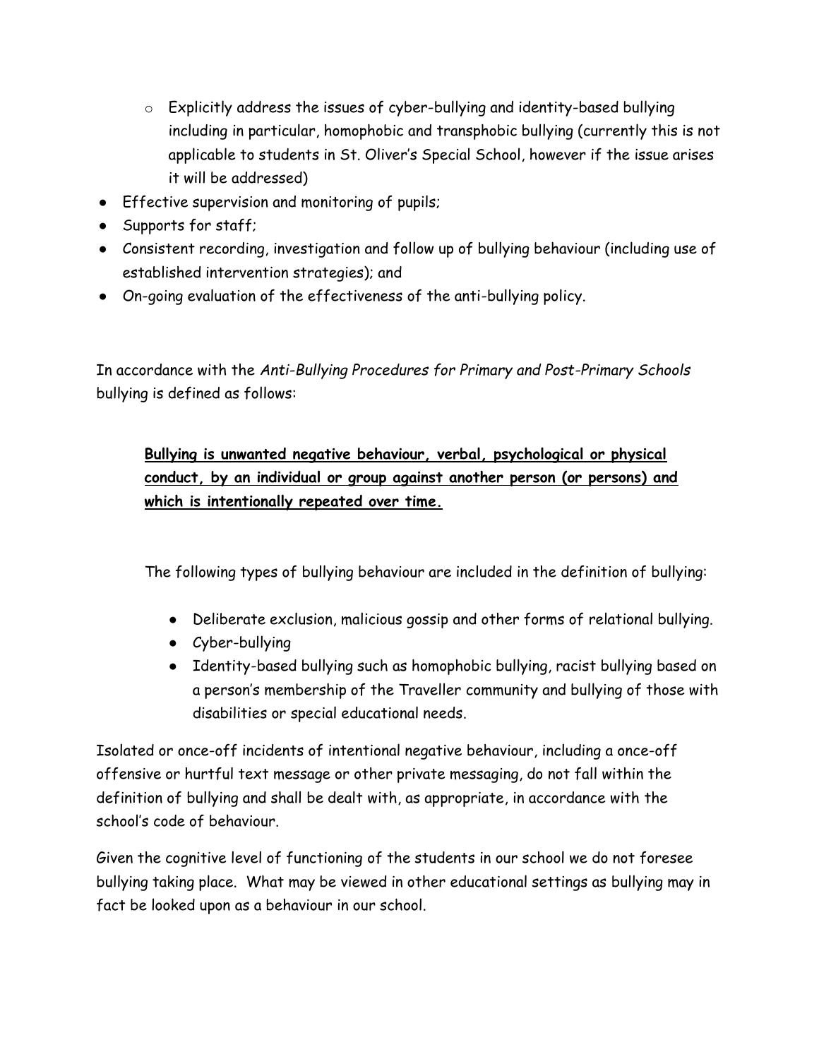- Explicitly address the issues of cyber-bullying and identity-based bullying including in particular, homophobic and transphobic bullying (currently this is not applicable to students in St. Oliver's Special School, however if the issue arises it will be addressed)
- Effective supervision and monitoring of pupils;
- Supports for staff;
- Consistent recording, investigation and follow up of bullying behaviour (including use of established intervention strategies); and
- On-going evaluation of the effectiveness of the anti-bullying policy.

In accordance with the *Anti-Bullying Procedures for Primary and Post-Primary Schools* bullying is defined as follows:

> **<u>Bullying is unwanted negative behaviour, verbal, psychological or physical conduct, by an individual or group against another person (or persons) and which is intentionally repeated over time.</u>**

The following types of bullying behaviour are included in the definition of bullying:

- Deliberate exclusion, malicious gossip and other forms of relational bullying.
- Cyber-bullying
- Identity-based bullying such as homophobic bullying, racist bullying based on a person's membership of the Traveller community and bullying of those with disabilities or special educational needs.

Isolated or once-off incidents of intentional negative behaviour, including a once-off offensive or hurtful text message or other private messaging, do not fall within the definition of bullying and shall be dealt with, as appropriate, in accordance with the school's code of behaviour.

Given the cognitive level of functioning of the students in our school we do not foresee bullying taking place. What may be viewed in other educational settings as bullying may in fact be looked upon as a behaviour in our school.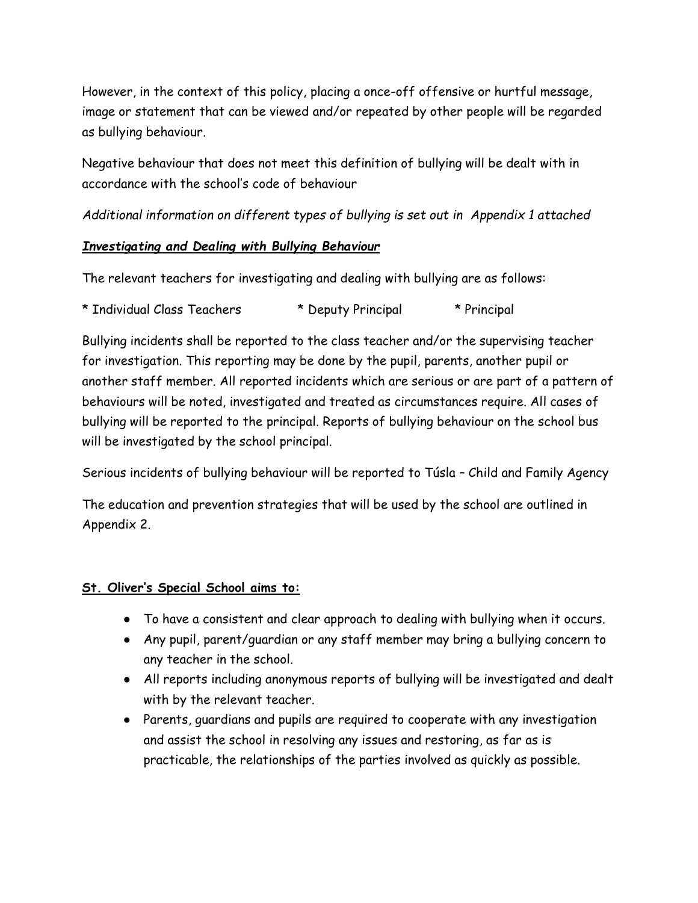However, in the context of this policy, placing a once-off offensive or hurtful message, image or statement that can be viewed and/or repeated by other people will be regarded as bullying behaviour.

Negative behaviour that does not meet this definition of bullying will be dealt with in accordance with the school's code of behaviour

*Additional information on different types of bullying is set out in Appendix 1 attached*

***Investigating and Dealing with Bullying Behaviour***

The relevant teachers for investigating and dealing with bullying are as follows:

* Individual Class Teachers * Deputy Principal * Principal

Bullying incidents shall be reported to the class teacher and/or the supervising teacher for investigation. This reporting may be done by the pupil, parents, another pupil or another staff member. All reported incidents which are serious or are part of a pattern of behaviours will be noted, investigated and treated as circumstances require. All cases of bullying will be reported to the principal. Reports of bullying behaviour on the school bus will be investigated by the school principal.

Serious incidents of bullying behaviour will be reported to Túsla – Child and Family Agency

The education and prevention strategies that will be used by the school are outlined in Appendix 2.

**St. Oliver's Special School aims to:**

- To have a consistent and clear approach to dealing with bullying when it occurs.
- Any pupil, parent/guardian or any staff member may bring a bullying concern to any teacher in the school.
- All reports including anonymous reports of bullying will be investigated and dealt with by the relevant teacher.
- Parents, guardians and pupils are required to cooperate with any investigation and assist the school in resolving any issues and restoring, as far as is practicable, the relationships of the parties involved as quickly as possible.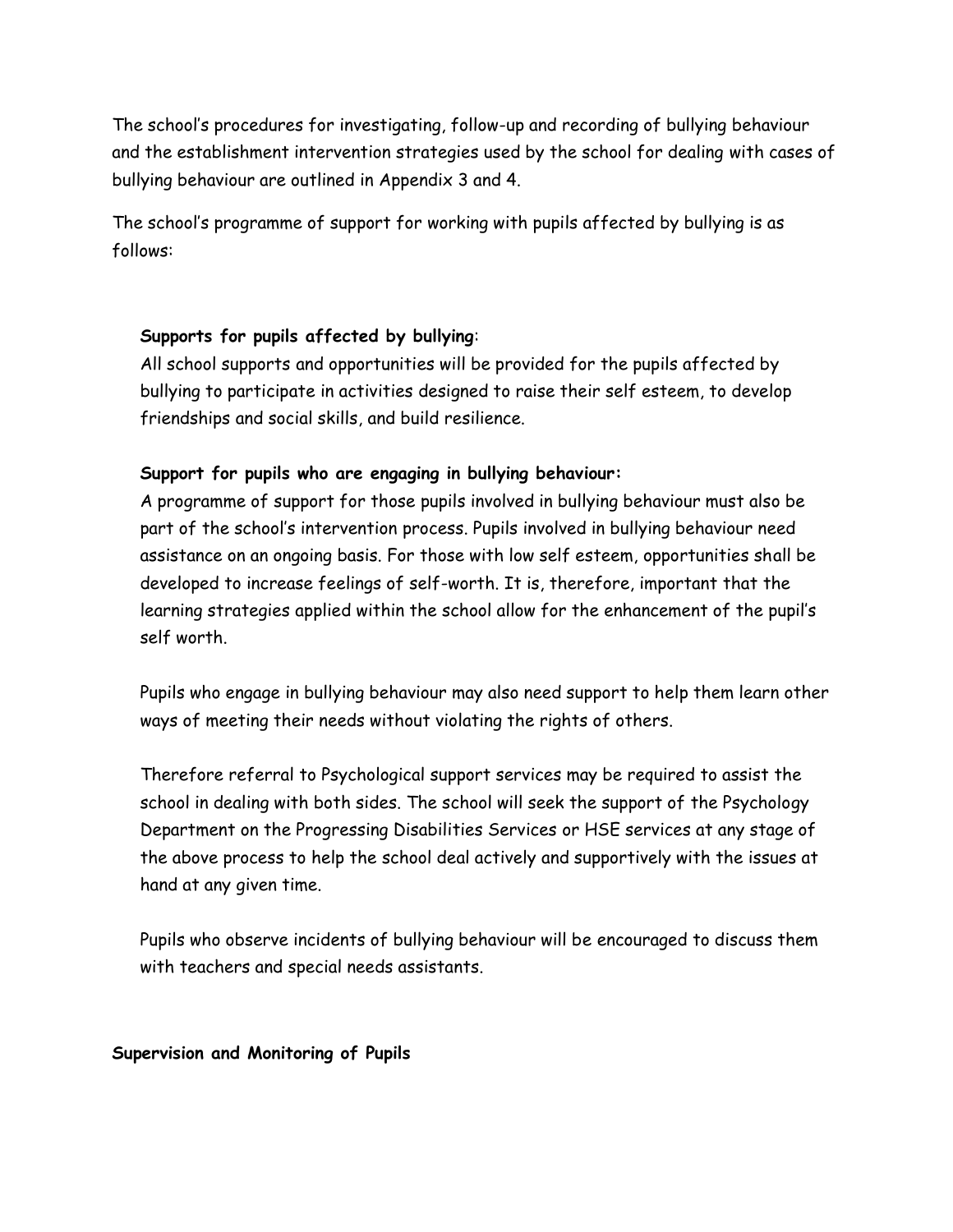The school's procedures for investigating, follow-up and recording of bullying behaviour and the establishment intervention strategies used by the school for dealing with cases of bullying behaviour are outlined in Appendix 3 and 4.

The school's programme of support for working with pupils affected by bullying is as follows:

**Supports for pupils affected by bullying**:
All school supports and opportunities will be provided for the pupils affected by bullying to participate in activities designed to raise their self esteem, to develop friendships and social skills, and build resilience.

**Support for pupils who are engaging in bullying behaviour:**
A programme of support for those pupils involved in bullying behaviour must also be part of the school's intervention process. Pupils involved in bullying behaviour need assistance on an ongoing basis. For those with low self esteem, opportunities shall be developed to increase feelings of self-worth. It is, therefore, important that the learning strategies applied within the school allow for the enhancement of the pupil's self worth.

Pupils who engage in bullying behaviour may also need support to help them learn other ways of meeting their needs without violating the rights of others.

Therefore referral to Psychological support services may be required to assist the school in dealing with both sides. The school will seek the support of the Psychology Department on the Progressing Disabilities Services or HSE services at any stage of the above process to help the school deal actively and supportively with the issues at hand at any given time.

Pupils who observe incidents of bullying behaviour will be encouraged to discuss them with teachers and special needs assistants.

**Supervision and Monitoring of Pupils**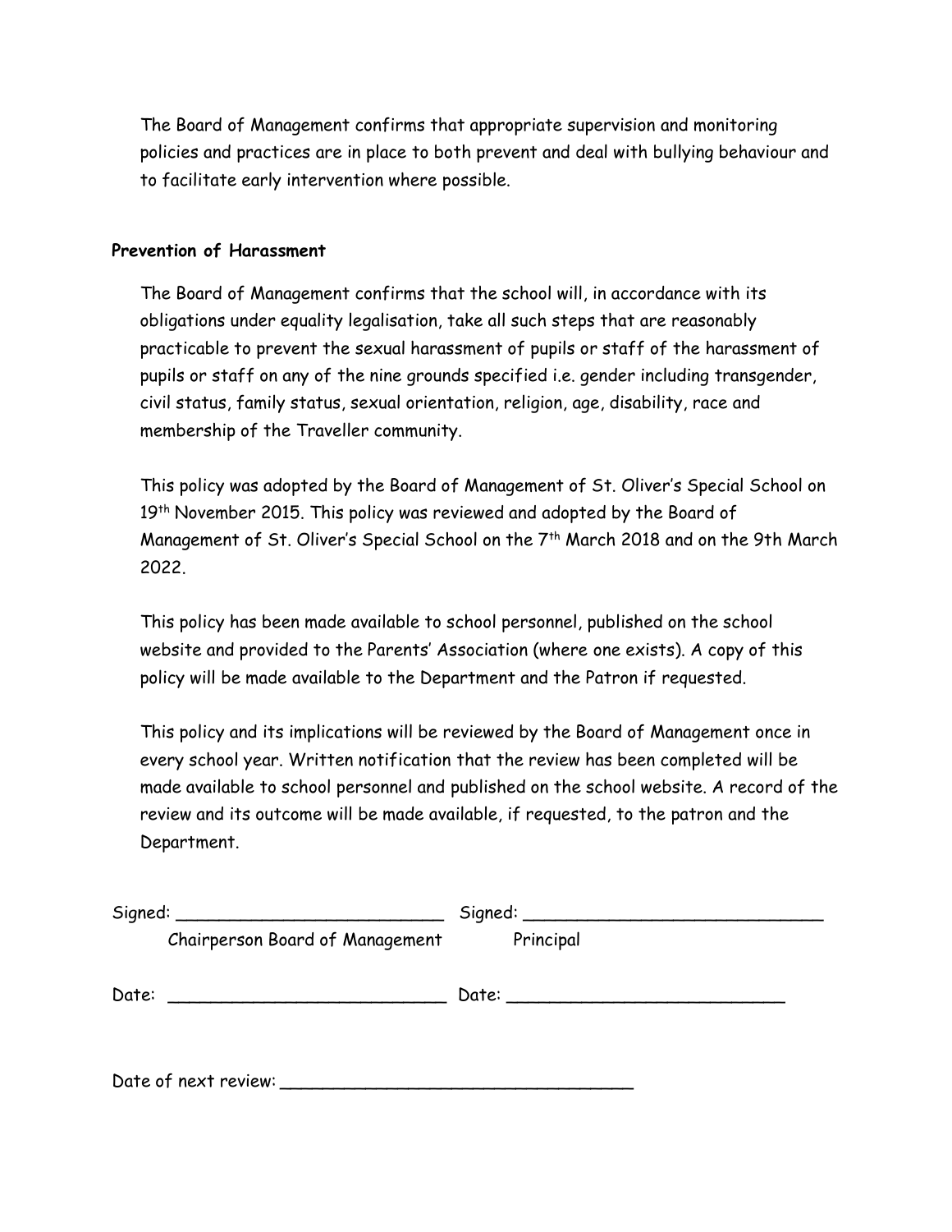The Board of Management confirms that appropriate supervision and monitoring policies and practices are in place to both prevent and deal with bullying behaviour and to facilitate early intervention where possible.

**Prevention of Harassment**

The Board of Management confirms that the school will, in accordance with its obligations under equality legalisation, take all such steps that are reasonably practicable to prevent the sexual harassment of pupils or staff of the harassment of pupils or staff on any of the nine grounds specified i.e. gender including transgender, civil status, family status, sexual orientation, religion, age, disability, race and membership of the Traveller community.

This policy was adopted by the Board of Management of St. Oliver's Special School on 19th November 2015. This policy was reviewed and adopted by the Board of Management of St. Oliver's Special School on the 7th March 2018 and on the 9th March 2022.

This policy has been made available to school personnel, published on the school website and provided to the Parents' Association (where one exists). A copy of this policy will be made available to the Department and the Patron if requested.

This policy and its implications will be reviewed by the Board of Management once in every school year. Written notification that the review has been completed will be made available to school personnel and published on the school website. A record of the review and its outcome will be made available, if requested, to the patron and the Department.

Signed: __________________________ Signed: ____________________________

Chairperson Board of Management Principal

Date: ___________________________ Date: ___________________________

Date of next review: _________________________________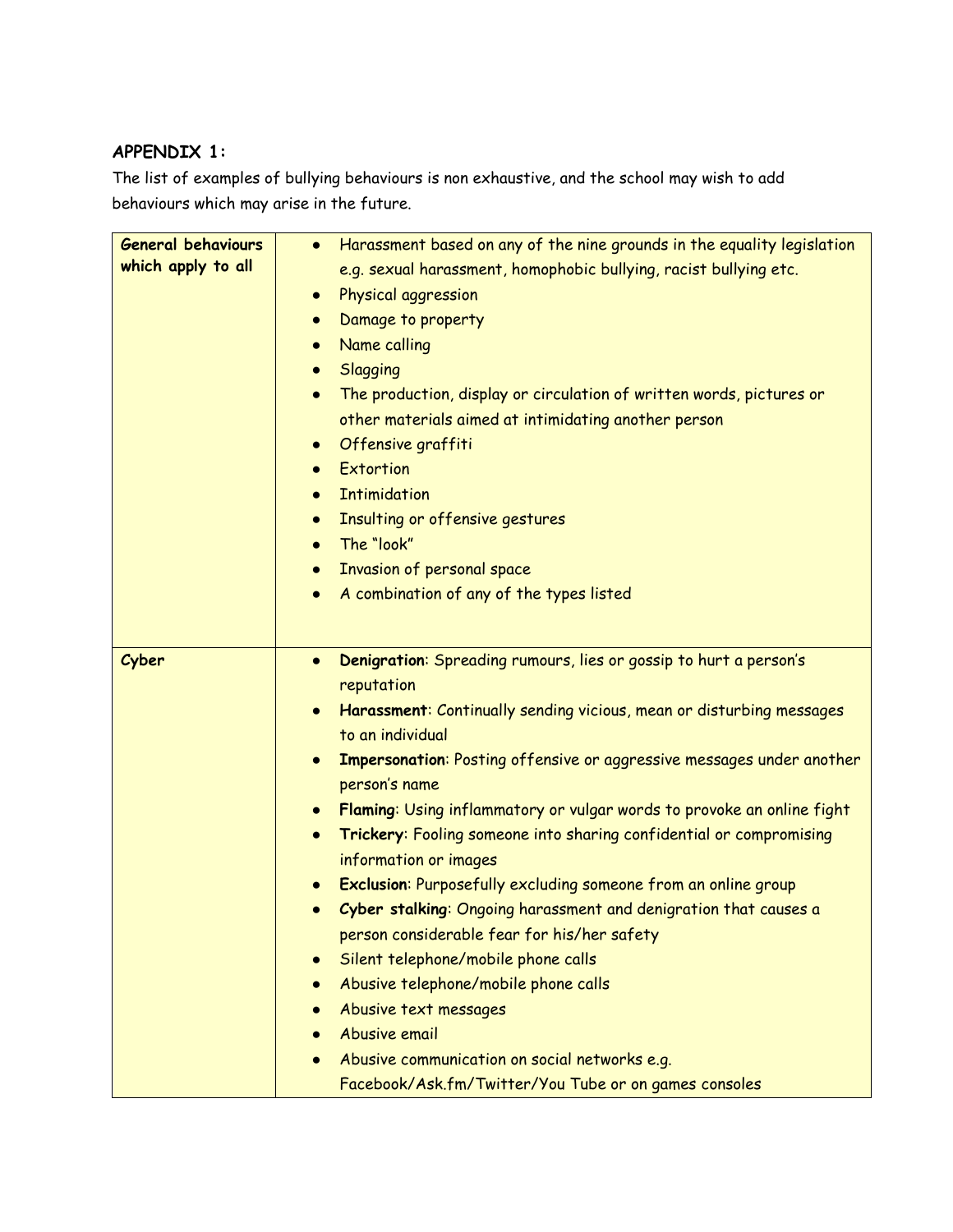## APPENDIX 1:

The list of examples of bullying behaviours is non exhaustive, and the school may wish to add behaviours which may arise in the future.

| **General behaviours which apply to all** | • Harassment based on any of the nine grounds in the equality legislation e.g. sexual harassment, homophobic bullying, racist bullying etc.<br>• Physical aggression<br>• Damage to property<br>• Name calling<br>• Slagging<br>• The production, display or circulation of written words, pictures or other materials aimed at intimidating another person<br>• Offensive graffiti<br>• Extortion<br>• Intimidation<br>• Insulting or offensive gestures<br>• The "look"<br>• Invasion of personal space<br>• A combination of any of the types listed |
|---|---|
| **Cyber** | • **Denigration**: Spreading rumours, lies or gossip to hurt a person's reputation<br>• **Harassment**: Continually sending vicious, mean or disturbing messages to an individual<br>• **Impersonation**: Posting offensive or aggressive messages under another person's name<br>• **Flaming**: Using inflammatory or vulgar words to provoke an online fight<br>• **Trickery**: Fooling someone into sharing confidential or compromising information or images<br>• **Exclusion**: Purposefully excluding someone from an online group<br>• **Cyber stalking**: Ongoing harassment and denigration that causes a person considerable fear for his/her safety<br>• Silent telephone/mobile phone calls<br>• Abusive telephone/mobile phone calls<br>• Abusive text messages<br>• Abusive email<br>• Abusive communication on social networks e.g. Facebook/Ask.fm/Twitter/You Tube or on games consoles |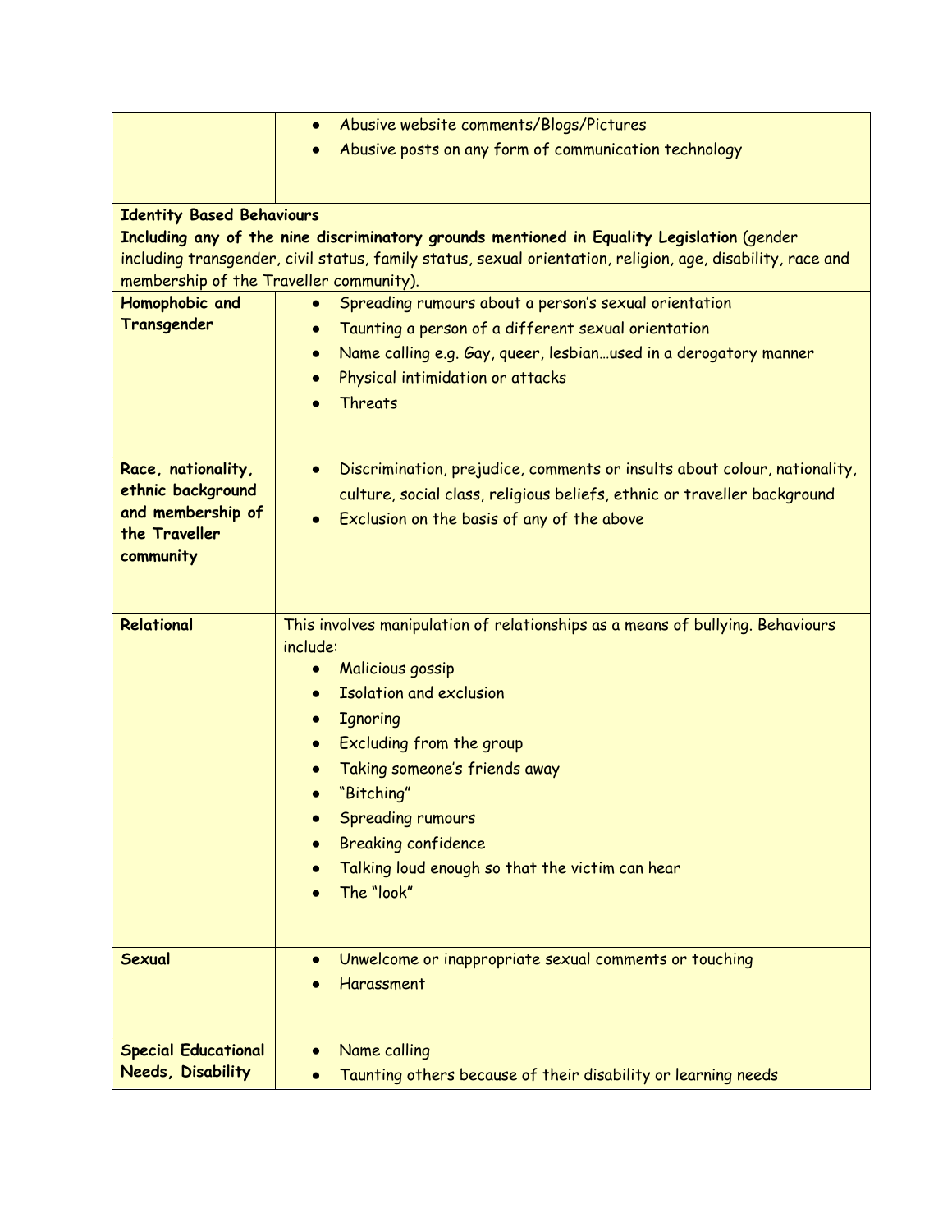| | |
|---|---|
| | • Abusive website comments/Blogs/Pictures<br>• Abusive posts on any form of communication technology |
| **Identity Based Behaviours**<br>**Including any of the nine discriminatory grounds mentioned in Equality Legislation** (gender including transgender, civil status, family status, sexual orientation, religion, age, disability, race and membership of the Traveller community). | |
| **Homophobic and Transgender** | • Spreading rumours about a person's sexual orientation<br>• Taunting a person of a different sexual orientation<br>• Name calling e.g. Gay, queer, lesbian…used in a derogatory manner<br>• Physical intimidation or attacks<br>• Threats |
| **Race, nationality, ethnic background and membership of the Traveller community** | • Discrimination, prejudice, comments or insults about colour, nationality, culture, social class, religious beliefs, ethnic or traveller background<br>• Exclusion on the basis of any of the above |
| **Relational** | This involves manipulation of relationships as a means of bullying. Behaviours include:<br>• Malicious gossip<br>• Isolation and exclusion<br>• Ignoring<br>• Excluding from the group<br>• Taking someone's friends away<br>• "Bitching"<br>• Spreading rumours<br>• Breaking confidence<br>• Talking loud enough so that the victim can hear<br>• The "look" |
| **Sexual** | • Unwelcome or inappropriate sexual comments or touching<br>• Harassment |
| **Special Educational Needs, Disability** | • Name calling<br>• Taunting others because of their disability or learning needs |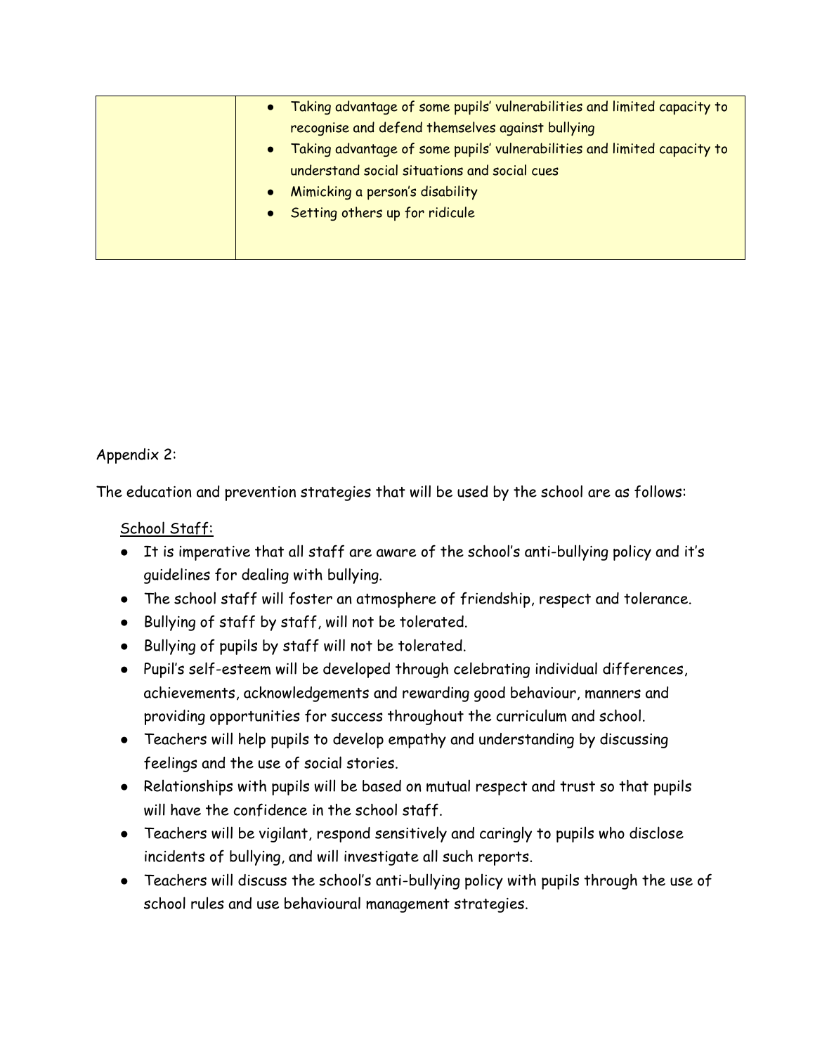| | <ul><li>Taking advantage of some pupils' vulnerabilities and limited capacity to recognise and defend themselves against bullying</li><li>Taking advantage of some pupils' vulnerabilities and limited capacity to understand social situations and social cues</li><li>Mimicking a person's disability</li><li>Setting others up for ridicule</li></ul> |
|---|---|

Appendix 2:

The education and prevention strategies that will be used by the school are as follows:

<u>School Staff:</u>

- It is imperative that all staff are aware of the school's anti-bullying policy and it's guidelines for dealing with bullying.
- The school staff will foster an atmosphere of friendship, respect and tolerance.
- Bullying of staff by staff, will not be tolerated.
- Bullying of pupils by staff will not be tolerated.
- Pupil's self-esteem will be developed through celebrating individual differences, achievements, acknowledgements and rewarding good behaviour, manners and providing opportunities for success throughout the curriculum and school.
- Teachers will help pupils to develop empathy and understanding by discussing feelings and the use of social stories.
- Relationships with pupils will be based on mutual respect and trust so that pupils will have the confidence in the school staff.
- Teachers will be vigilant, respond sensitively and caringly to pupils who disclose incidents of bullying, and will investigate all such reports.
- Teachers will discuss the school's anti-bullying policy with pupils through the use of school rules and use behavioural management strategies.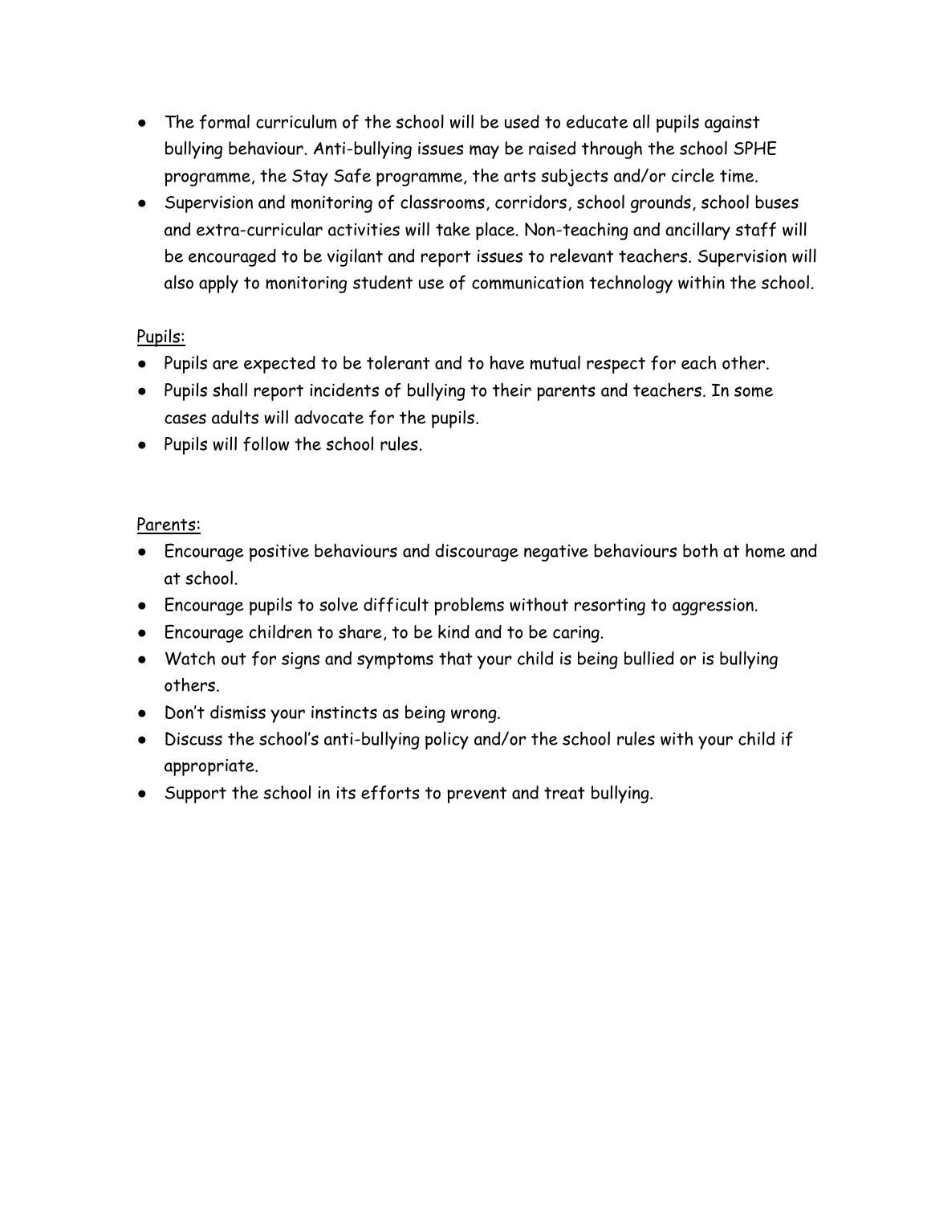- The formal curriculum of the school will be used to educate all pupils against bullying behaviour. Anti-bullying issues may be raised through the school SPHE programme, the Stay Safe programme, the arts subjects and/or circle time.
- Supervision and monitoring of classrooms, corridors, school grounds, school buses and extra-curricular activities will take place. Non-teaching and ancillary staff will be encouraged to be vigilant and report issues to relevant teachers. Supervision will also apply to monitoring student use of communication technology within the school.

Pupils:

- Pupils are expected to be tolerant and to have mutual respect for each other.
- Pupils shall report incidents of bullying to their parents and teachers. In some cases adults will advocate for the pupils.
- Pupils will follow the school rules.

Parents:

- Encourage positive behaviours and discourage negative behaviours both at home and at school.
- Encourage pupils to solve difficult problems without resorting to aggression.
- Encourage children to share, to be kind and to be caring.
- Watch out for signs and symptoms that your child is being bullied or is bullying others.
- Don't dismiss your instincts as being wrong.
- Discuss the school's anti-bullying policy and/or the school rules with your child if appropriate.
- Support the school in its efforts to prevent and treat bullying.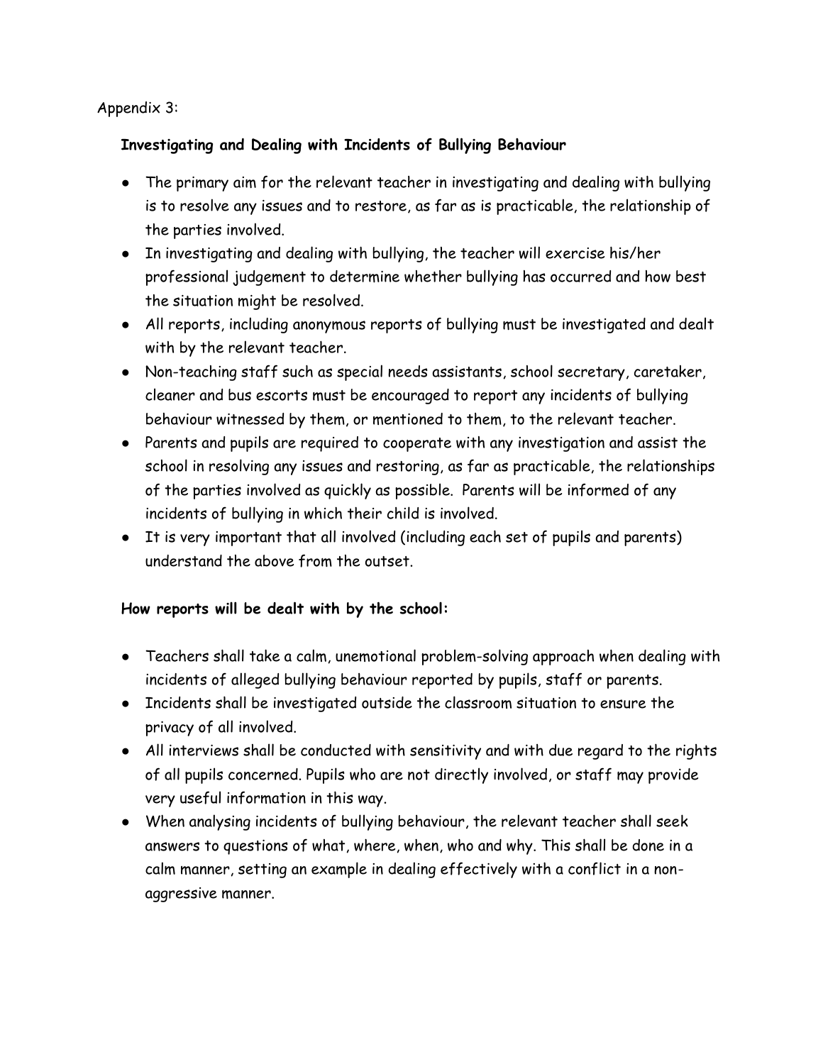Appendix 3:

**Investigating and Dealing with Incidents of Bullying Behaviour**

- The primary aim for the relevant teacher in investigating and dealing with bullying is to resolve any issues and to restore, as far as is practicable, the relationship of the parties involved.
- In investigating and dealing with bullying, the teacher will exercise his/her professional judgement to determine whether bullying has occurred and how best the situation might be resolved.
- All reports, including anonymous reports of bullying must be investigated and dealt with by the relevant teacher.
- Non-teaching staff such as special needs assistants, school secretary, caretaker, cleaner and bus escorts must be encouraged to report any incidents of bullying behaviour witnessed by them, or mentioned to them, to the relevant teacher.
- Parents and pupils are required to cooperate with any investigation and assist the school in resolving any issues and restoring, as far as practicable, the relationships of the parties involved as quickly as possible. Parents will be informed of any incidents of bullying in which their child is involved.
- It is very important that all involved (including each set of pupils and parents) understand the above from the outset.

**How reports will be dealt with by the school:**

- Teachers shall take a calm, unemotional problem-solving approach when dealing with incidents of alleged bullying behaviour reported by pupils, staff or parents.
- Incidents shall be investigated outside the classroom situation to ensure the privacy of all involved.
- All interviews shall be conducted with sensitivity and with due regard to the rights of all pupils concerned. Pupils who are not directly involved, or staff may provide very useful information in this way.
- When analysing incidents of bullying behaviour, the relevant teacher shall seek answers to questions of what, where, when, who and why. This shall be done in a calm manner, setting an example in dealing effectively with a conflict in a non-aggressive manner.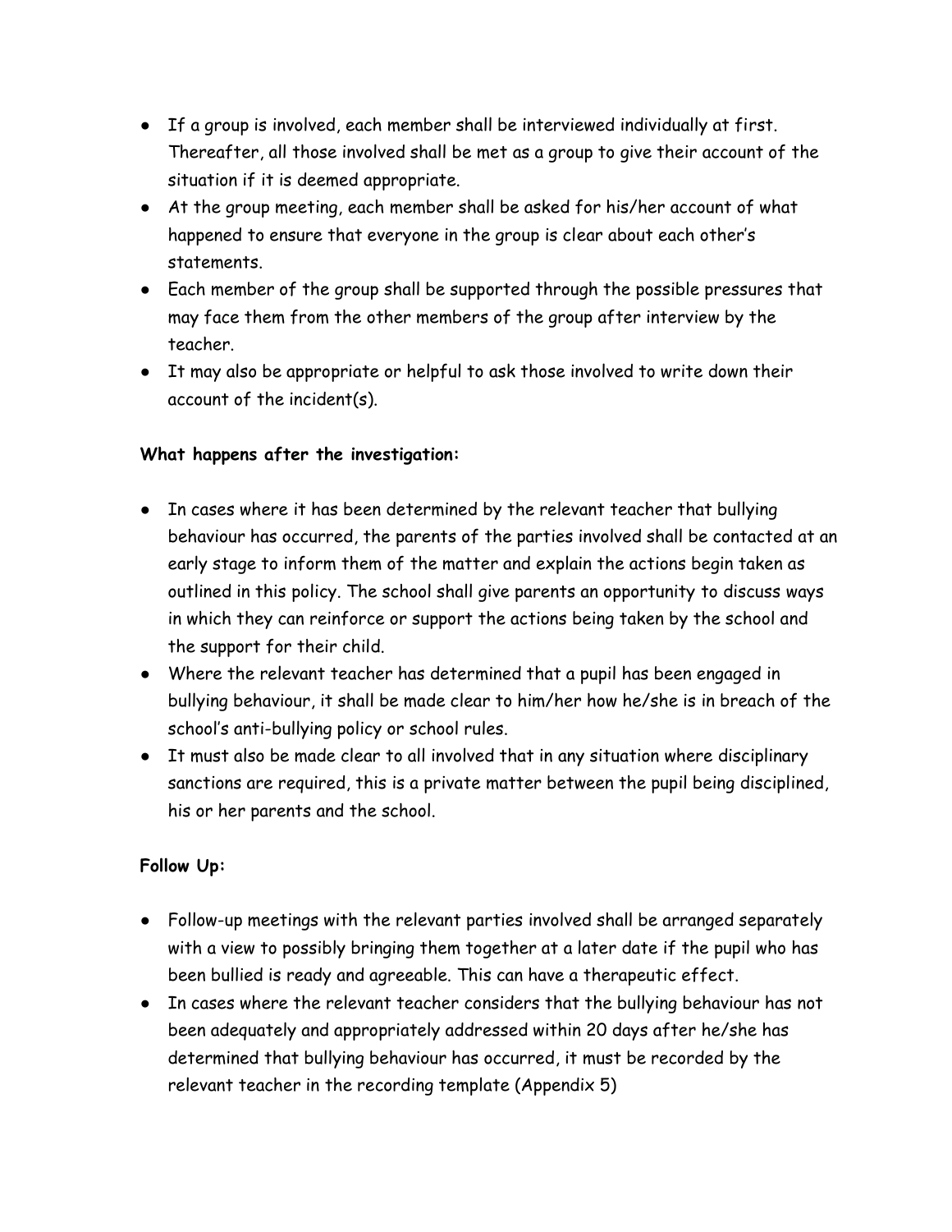- If a group is involved, each member shall be interviewed individually at first. Thereafter, all those involved shall be met as a group to give their account of the situation if it is deemed appropriate.
- At the group meeting, each member shall be asked for his/her account of what happened to ensure that everyone in the group is clear about each other's statements.
- Each member of the group shall be supported through the possible pressures that may face them from the other members of the group after interview by the teacher.
- It may also be appropriate or helpful to ask those involved to write down their account of the incident(s).

**What happens after the investigation:**

- In cases where it has been determined by the relevant teacher that bullying behaviour has occurred, the parents of the parties involved shall be contacted at an early stage to inform them of the matter and explain the actions begin taken as outlined in this policy. The school shall give parents an opportunity to discuss ways in which they can reinforce or support the actions being taken by the school and the support for their child.
- Where the relevant teacher has determined that a pupil has been engaged in bullying behaviour, it shall be made clear to him/her how he/she is in breach of the school's anti-bullying policy or school rules.
- It must also be made clear to all involved that in any situation where disciplinary sanctions are required, this is a private matter between the pupil being disciplined, his or her parents and the school.

**Follow Up:**

- Follow-up meetings with the relevant parties involved shall be arranged separately with a view to possibly bringing them together at a later date if the pupil who has been bullied is ready and agreeable. This can have a therapeutic effect.
- In cases where the relevant teacher considers that the bullying behaviour has not been adequately and appropriately addressed within 20 days after he/she has determined that bullying behaviour has occurred, it must be recorded by the relevant teacher in the recording template (Appendix 5)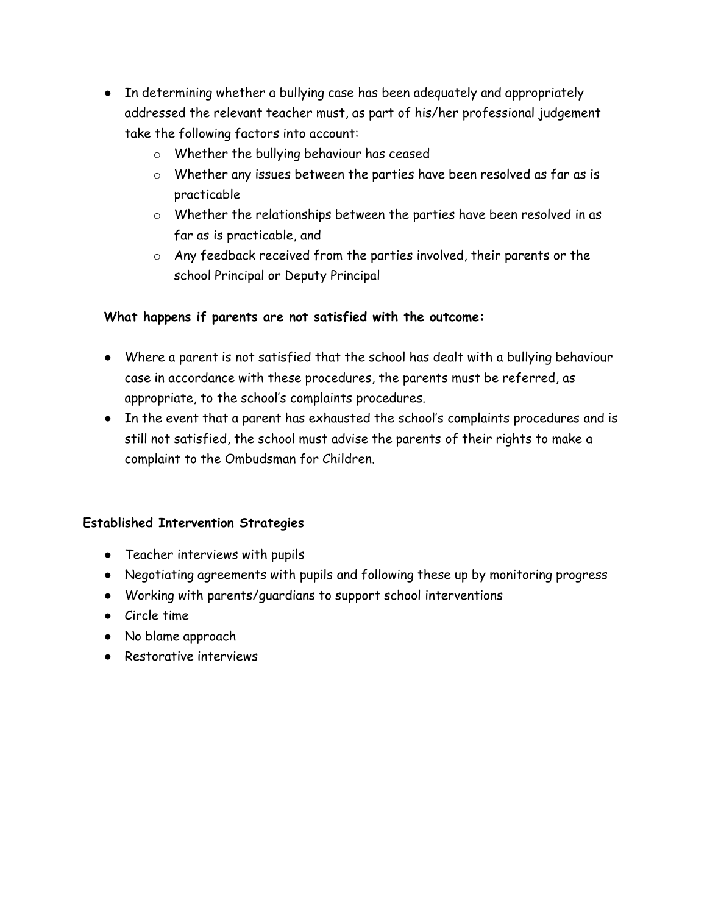- In determining whether a bullying case has been adequately and appropriately addressed the relevant teacher must, as part of his/her professional judgement take the following factors into account:
  - Whether the bullying behaviour has ceased
  - Whether any issues between the parties have been resolved as far as is practicable
  - Whether the relationships between the parties have been resolved in as far as is practicable, and
  - Any feedback received from the parties involved, their parents or the school Principal or Deputy Principal

**What happens if parents are not satisfied with the outcome:**

- Where a parent is not satisfied that the school has dealt with a bullying behaviour case in accordance with these procedures, the parents must be referred, as appropriate, to the school's complaints procedures.
- In the event that a parent has exhausted the school's complaints procedures and is still not satisfied, the school must advise the parents of their rights to make a complaint to the Ombudsman for Children.

**Established Intervention Strategies**

- Teacher interviews with pupils
- Negotiating agreements with pupils and following these up by monitoring progress
- Working with parents/guardians to support school interventions
- Circle time
- No blame approach
- Restorative interviews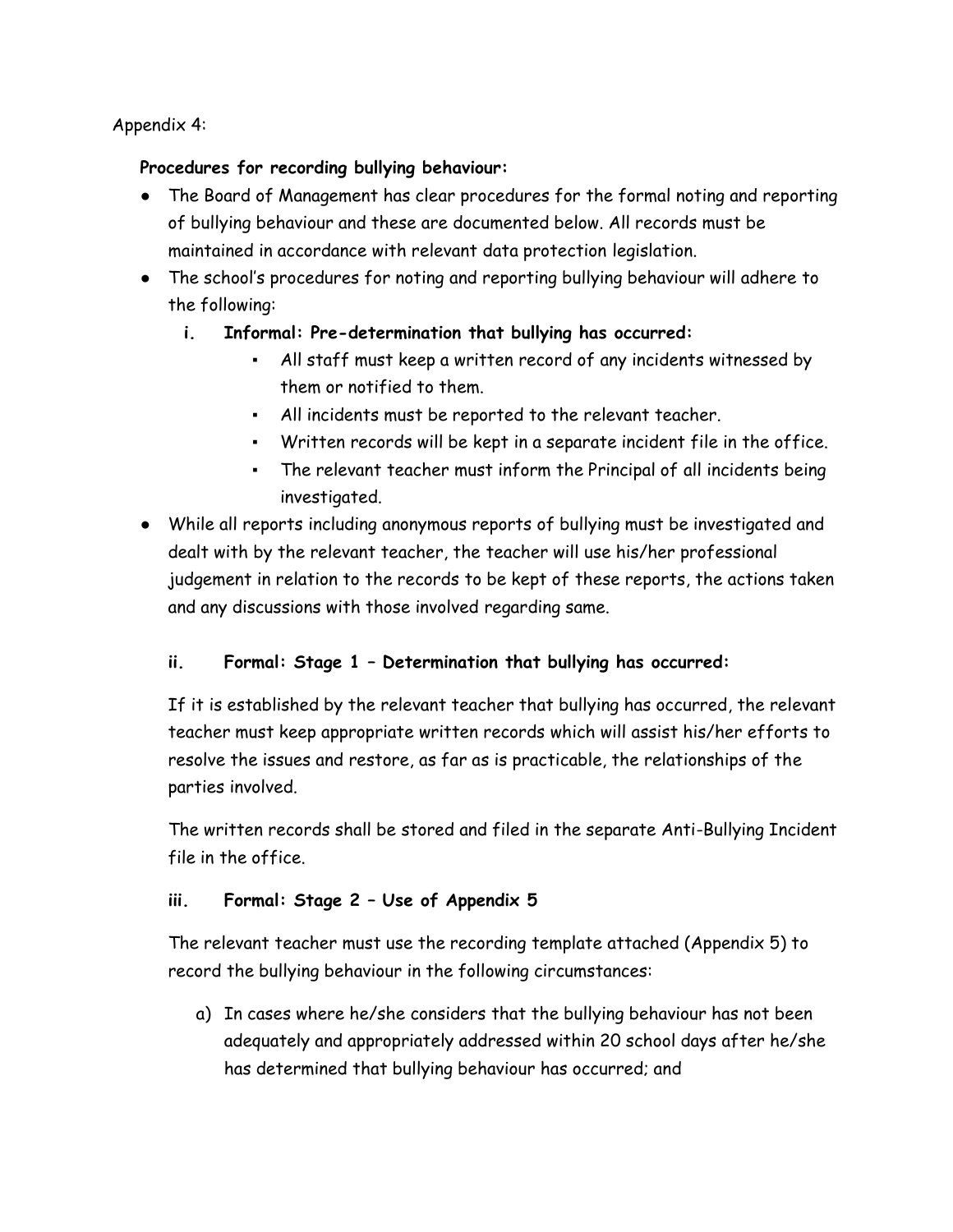Appendix 4:

**Procedures for recording bullying behaviour:**

- The Board of Management has clear procedures for the formal noting and reporting of bullying behaviour and these are documented below. All records must be maintained in accordance with relevant data protection legislation.
- The school's procedures for noting and reporting bullying behaviour will adhere to the following:
  - **i. Informal: Pre-determination that bullying has occurred:**
    - All staff must keep a written record of any incidents witnessed by them or notified to them.
    - All incidents must be reported to the relevant teacher.
    - Written records will be kept in a separate incident file in the office.
    - The relevant teacher must inform the Principal of all incidents being investigated.
- While all reports including anonymous reports of bullying must be investigated and dealt with by the relevant teacher, the teacher will use his/her professional judgement in relation to the records to be kept of these reports, the actions taken and any discussions with those involved regarding same.

**ii. Formal: Stage 1 – Determination that bullying has occurred:**

If it is established by the relevant teacher that bullying has occurred, the relevant teacher must keep appropriate written records which will assist his/her efforts to resolve the issues and restore, as far as is practicable, the relationships of the parties involved.

The written records shall be stored and filed in the separate Anti-Bullying Incident file in the office.

**iii. Formal: Stage 2 – Use of Appendix 5**

The relevant teacher must use the recording template attached (Appendix 5) to record the bullying behaviour in the following circumstances:

a) In cases where he/she considers that the bullying behaviour has not been adequately and appropriately addressed within 20 school days after he/she has determined that bullying behaviour has occurred; and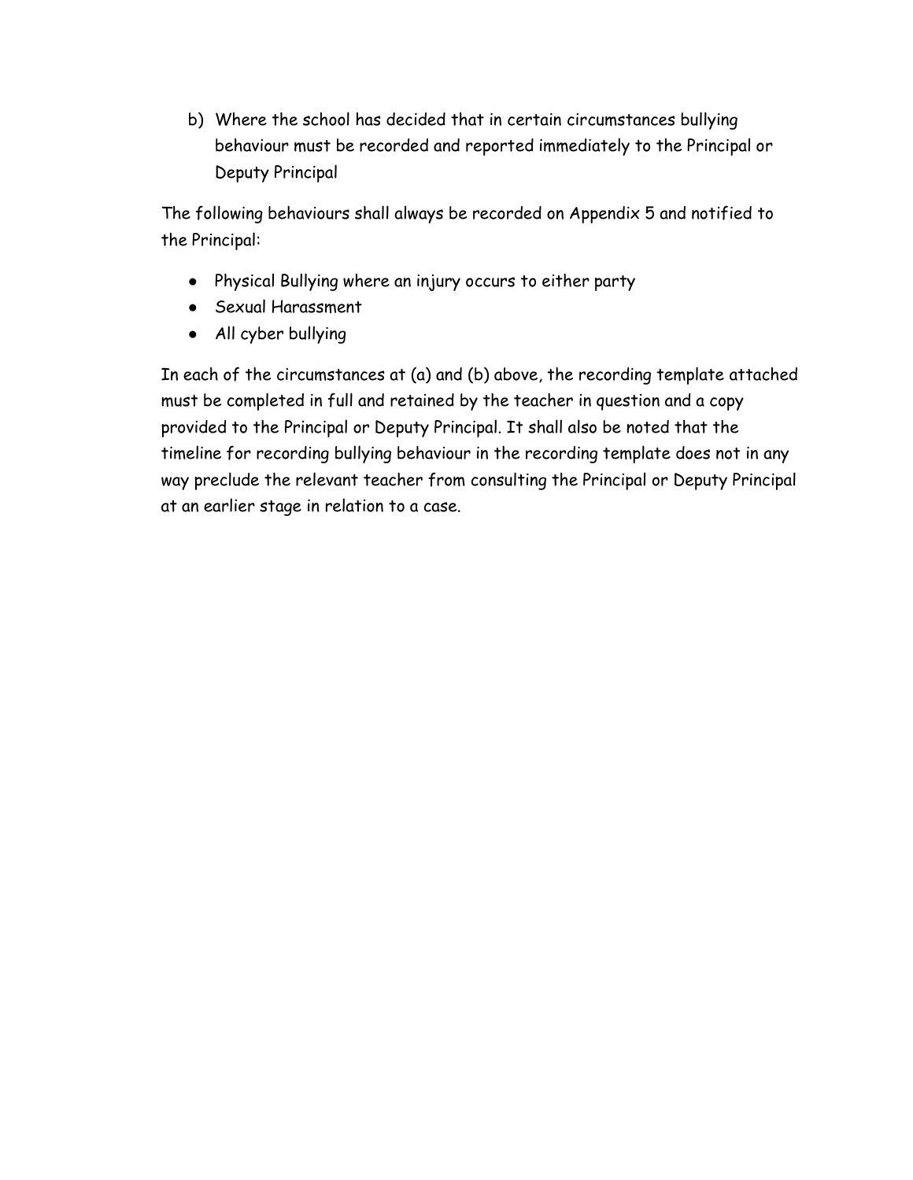b) Where the school has decided that in certain circumstances bullying behaviour must be recorded and reported immediately to the Principal or Deputy Principal

The following behaviours shall always be recorded on Appendix 5 and notified to the Principal:

- Physical Bullying where an injury occurs to either party
- Sexual Harassment
- All cyber bullying

In each of the circumstances at (a) and (b) above, the recording template attached must be completed in full and retained by the teacher in question and a copy provided to the Principal or Deputy Principal. It shall also be noted that the timeline for recording bullying behaviour in the recording template does not in any way preclude the relevant teacher from consulting the Principal or Deputy Principal at an earlier stage in relation to a case.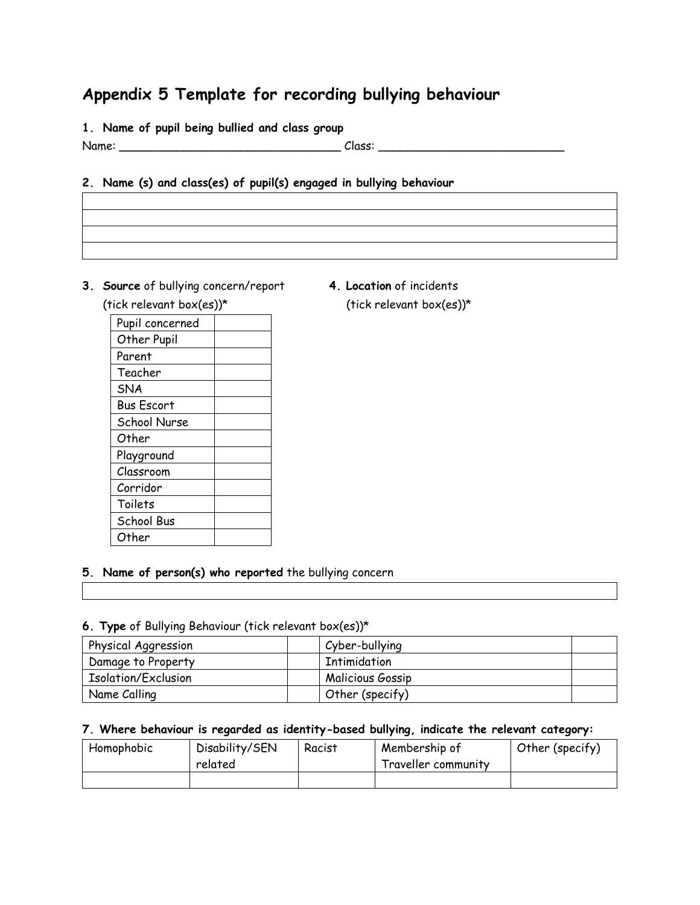# Appendix 5 Template for recording bullying behaviour

**1. Name of pupil being bullied and class group**

Name: _________________________________ Class: ____________________________

**2. Name (s) and class(es) of pupil(s) engaged in bullying behaviour**

| |
|---|
| |
| |
| |
| |

**3. Source** of bullying concern/report (tick relevant box(es))*

**4. Location** of incidents (tick relevant box(es))*

| | |
|---|---|
| Pupil concerned | |
| Other Pupil | |
| Parent | |
| Teacher | |
| SNA | |
| Bus Escort | |
| School Nurse | |
| Other | |
| Playground | |
| Classroom | |
| Corridor | |
| Toilets | |
| School Bus | |
| Other | |

**5. Name of person(s) who reported** the bullying concern

| |
|---|
| |

**6. Type** of Bullying Behaviour (tick relevant box(es))*

| | | | |
|---|---|---|---|
| Physical Aggression | | Cyber-bullying | |
| Damage to Property | | Intimidation | |
| Isolation/Exclusion | | Malicious Gossip | |
| Name Calling | | Other (specify) | |

**7. Where behaviour is regarded as identity-based bullying, indicate the relevant category:**

| Homophobic | Disability/SEN related | Racist | Membership of Traveller community | Other (specify) |
|---|---|---|---|---|
| | | | | |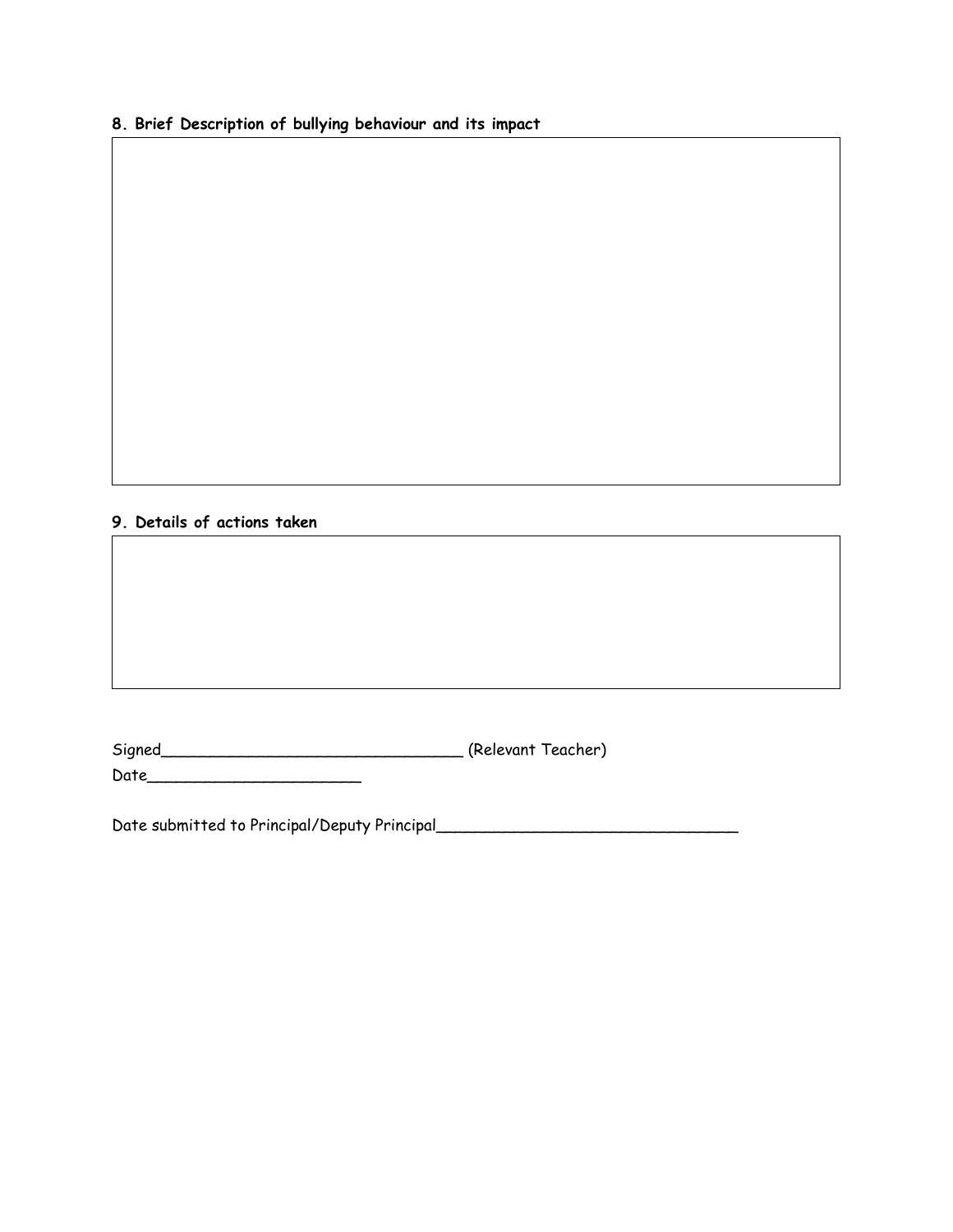**8. Brief Description of bullying behaviour and its impact**

| |
|---|
| |

**9. Details of actions taken**

| |
|---|
| |

Signed_______________________________ (Relevant Teacher)

Date______________________

Date submitted to Principal/Deputy Principal_______________________________